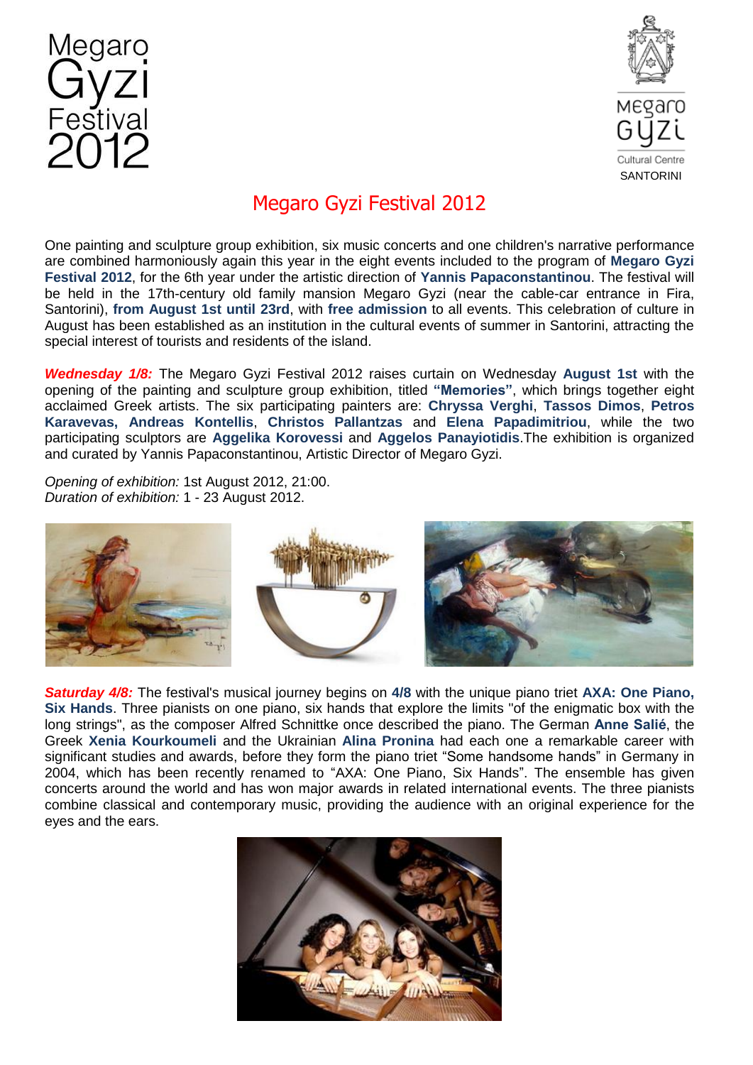Megaro Gyzi Festival 2012

Megaro Gyzi Cultural Centre SANTORINI

# Megaro Gyzi Festival 2012

One painting and sculpture group exhibition, six music concerts and one children's narrative performance are combined harmoniously again this year in the eight events included to the program of **Megaro Gyzi Festival 2012**, for the 6th year under the artistic direction of **Yannis Papaconstantinou**. The festival will be held in the 17th-century old family mansion Megaro Gyzi (near the cable-car entrance in Fira, Santorini), **from August 1st until 23rd**, with **free admission** to all events. This celebration of culture in August has been established as an institution in the cultural events of summer in Santorini, attracting the special interest of tourists and residents of the island.

***Wednesday 1/8:*** The Megaro Gyzi Festival 2012 raises curtain on Wednesday **August 1st** with the opening of the painting and sculpture group exhibition, titled **"Memories"**, which brings together eight acclaimed Greek artists. The six participating painters are: **Chryssa Verghi**, **Tassos Dimos**, **Petros Karavevas, Andreas Kontellis**, **Christos Pallantzas** and **Elena Papadimitriou**, while the two participating sculptors are **Aggelika Korovessi** and **Aggelos Panayiotidis**.The exhibition is organized and curated by Yannis Papaconstantinou, Artistic Director of Megaro Gyzi.

*Opening of exhibition:* 1st August 2012, 21:00.
*Duration of exhibition:* 1 - 23 August 2012.

***Saturday 4/8:*** The festival's musical journey begins on **4/8** with the unique piano triet **AXA: One Piano, Six Hands**. Three pianists on one piano, six hands that explore the limits "of the enigmatic box with the long strings", as the composer Alfred Schnittke once described the piano. The German **Anne Salié**, the Greek **Xenia Kourkoumeli** and the Ukrainian **Alina Pronina** had each one a remarkable career with significant studies and awards, before they form the piano triet "Some handsome hands" in Germany in 2004, which has been recently renamed to "AXA: One Piano, Six Hands". The ensemble has given concerts around the world and has won major awards in related international events. The three pianists combine classical and contemporary music, providing the audience with an original experience for the eyes and the ears.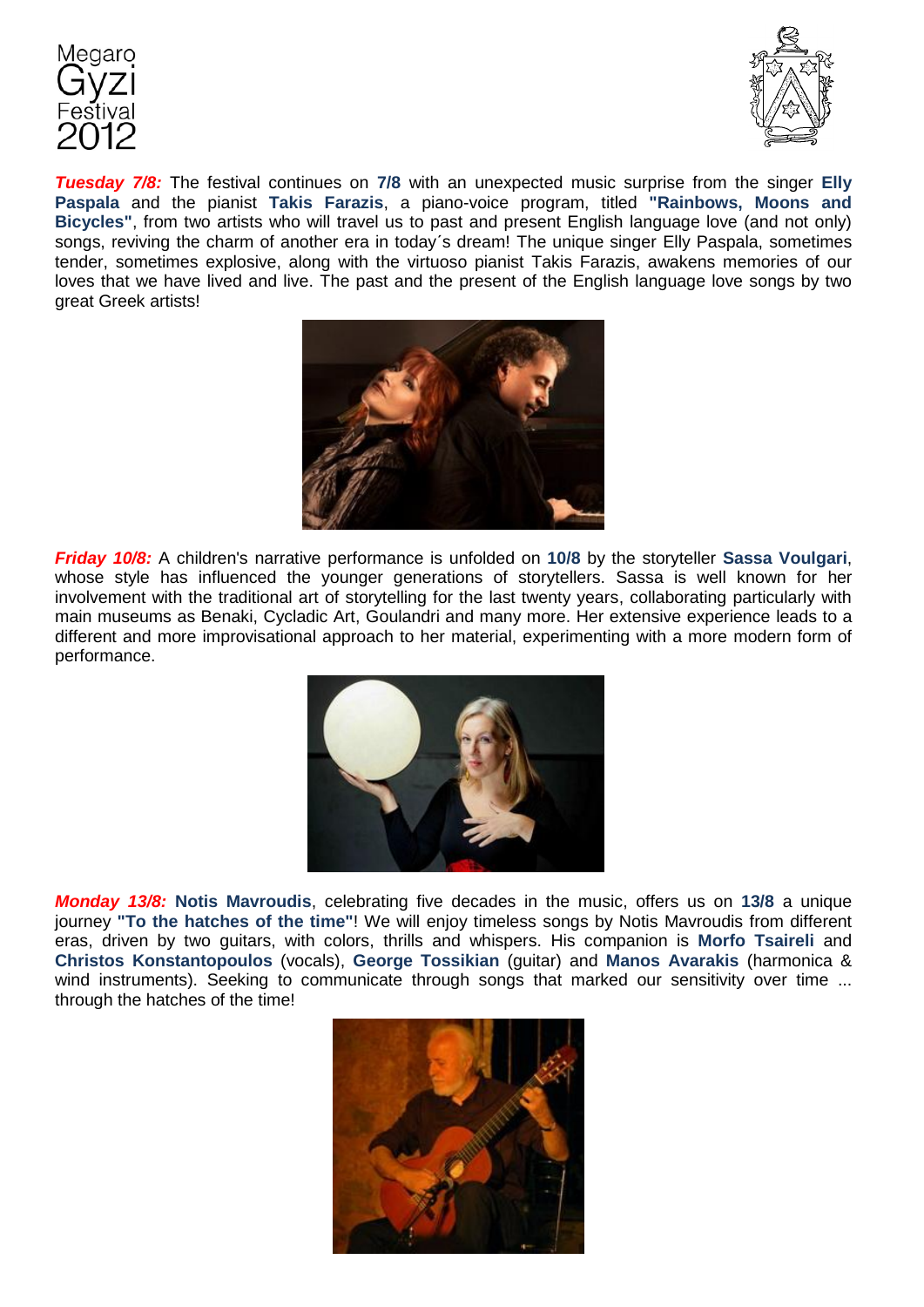***Tuesday 7/8:*** The festival continues on **7/8** with an unexpected music surprise from the singer **Elly Paspala** and the pianist **Takis Farazis**, a piano-voice program, titled **"Rainbows, Moons and Bicycles"**, from two artists who will travel us to past and present English language love (and not only) songs, reviving the charm of another era in today´s dream! The unique singer Elly Paspala, sometimes tender, sometimes explosive, along with the virtuoso pianist Takis Farazis, awakens memories of our loves that we have lived and live. The past and the present of the English language love songs by two great Greek artists!

***Friday 10/8:*** A children's narrative performance is unfolded on **10/8** by the storyteller **Sassa Voulgari**, whose style has influenced the younger generations of storytellers. Sassa is well known for her involvement with the traditional art of storytelling for the last twenty years, collaborating particularly with main museums as Benaki, Cycladic Art, Goulandri and many more. Her extensive experience leads to a different and more improvisational approach to her material, experimenting with a more modern form of performance.

***Monday 13/8:*** **Notis Mavroudis**, celebrating five decades in the music, offers us on **13/8** a unique journey **"To the hatches of the time"**! We will enjoy timeless songs by Notis Mavroudis from different eras, driven by two guitars, with colors, thrills and whispers. His companion is **Morfo Tsaireli** and **Christos Konstantopoulos** (vocals), **George Tossikian** (guitar) and **Manos Avarakis** (harmonica & wind instruments). Seeking to communicate through songs that marked our sensitivity over time ... through the hatches of the time!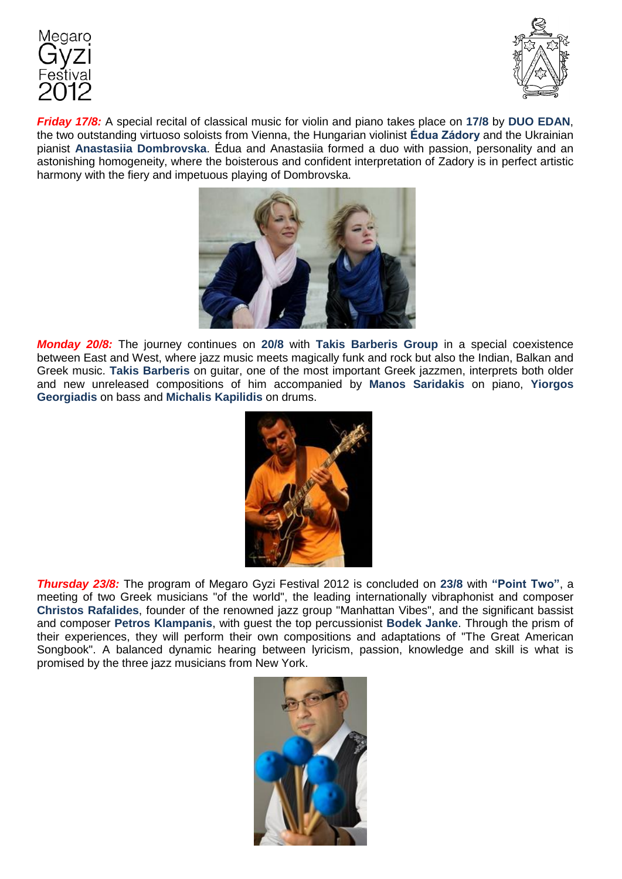***Friday 17/8:*** A special recital of classical music for violin and piano takes place on **17/8** by **DUO EDAN**, the two outstanding virtuoso soloists from Vienna, the Hungarian violinist **Édua Zádory** and the Ukrainian pianist **Anastasiia Dombrovska**. Édua and Anastasiia formed a duo with passion, personality and an astonishing homogeneity, where the boisterous and confident interpretation of Zadory is in perfect artistic harmony with the fiery and impetuous playing of Dombrovska.

***Monday 20/8:*** The journey continues on **20/8** with **Takis Barberis Group** in a special coexistence between East and West, where jazz music meets magically funk and rock but also the Indian, Balkan and Greek music. **Takis Barberis** on guitar, one of the most important Greek jazzmen, interprets both older and new unreleased compositions of him accompanied by **Manos Saridakis** on piano, **Yiorgos Georgiadis** on bass and **Michalis Kapilidis** on drums.

***Thursday 23/8:*** The program of Megaro Gyzi Festival 2012 is concluded on **23/8** with **"Point Two"**, a meeting of two Greek musicians "of the world", the leading internationally vibraphonist and composer **Christos Rafalides**, founder of the renowned jazz group "Manhattan Vibes", and the significant bassist and composer **Petros Klampanis**, with guest the top percussionist **Bodek Janke**. Through the prism of their experiences, they will perform their own compositions and adaptations of "The Great American Songbook". A balanced dynamic hearing between lyricism, passion, knowledge and skill is what is promised by the three jazz musicians from New York.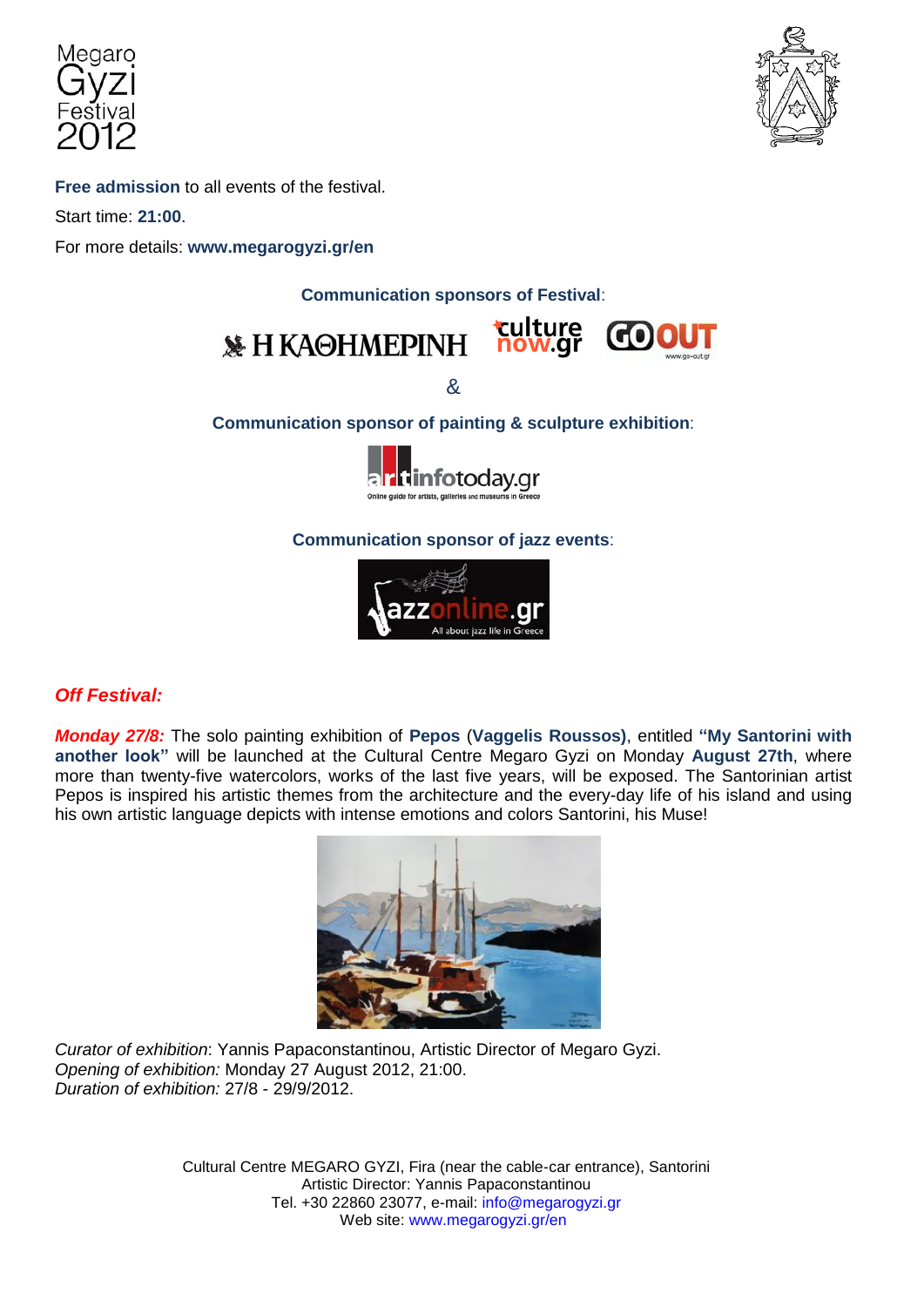Megaro Gyzi Festival 2012

**Free admission** to all events of the festival.

Start time: **21:00**.

For more details: **www.megarogyzi.gr/en**

**Communication sponsors of Festival**:

Η ΚΑΘΗΜΕΡΙΝΗ culture now.gr GO OUT

&

**Communication sponsor of painting & sculpture exhibition**:

artinfotoday.gr
Online guide for artists, galleries and museums in Greece

**Communication sponsor of jazz events**:

jazzonline.gr
All about jazz life in Greece

## *Off Festival:*

***Monday 27/8:*** The solo painting exhibition of **Pepos** (**Vaggelis Roussos)**, entitled **"My Santorini with another look"** will be launched at the Cultural Centre Megaro Gyzi on Monday **August 27th**, where more than twenty-five watercolors, works of the last five years, will be exposed. The Santorinian artist Pepos is inspired his artistic themes from the architecture and the every-day life of his island and using his own artistic language depicts with intense emotions and colors Santorini, his Muse!

*Curator of exhibition*: Yannis Papaconstantinou, Artistic Director of Megaro Gyzi.
*Opening of exhibition:* Monday 27 August 2012, 21:00.
*Duration of exhibition:* 27/8 - 29/9/2012.

Cultural Centre MEGARO GYZI, Fira (near the cable-car entrance), Santorini
Artistic Director: Yannis Papaconstantinou
Tel. +30 22860 23077, e-mail: info@megarogyzi.gr
Web site: www.megarogyzi.gr/en